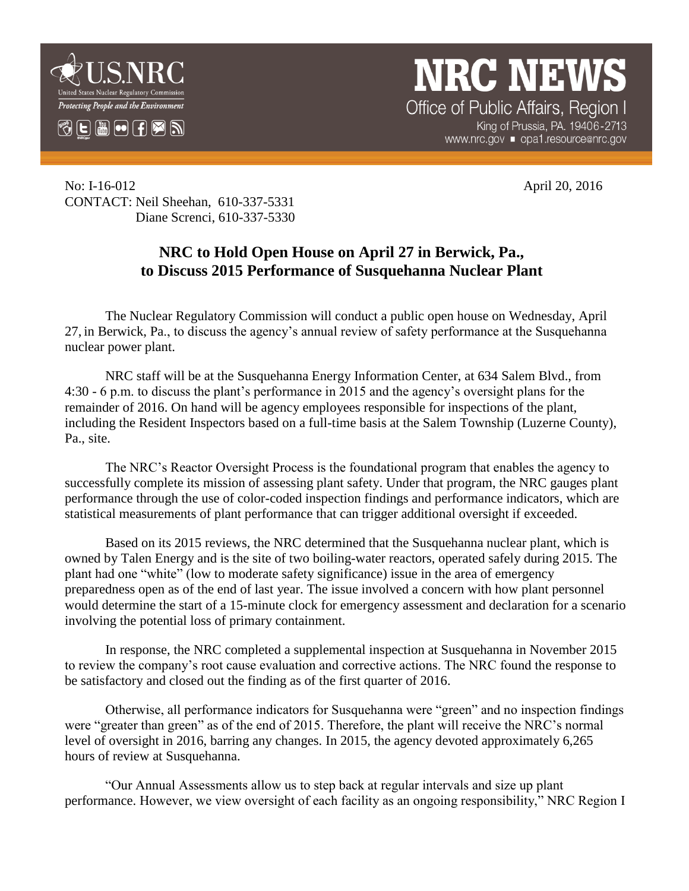**U.S.NRC**
United States Nuclear Regulatory Commission
*Protecting People and the Environment*

# NRC NEWS

Office of Public Affairs, Region I
King of Prussia, PA. 19406-2713
www.nrc.gov ■ opa1.resource@nrc.gov

No: I-16-012 April 20, 2016

CONTACT: Neil Sheehan, 610-337-5331
Diane Screnci, 610-337-5330

## NRC to Hold Open House on April 27 in Berwick, Pa., to Discuss 2015 Performance of Susquehanna Nuclear Plant

The Nuclear Regulatory Commission will conduct a public open house on Wednesday, April 27, in Berwick, Pa., to discuss the agency's annual review of safety performance at the Susquehanna nuclear power plant.

NRC staff will be at the Susquehanna Energy Information Center, at 634 Salem Blvd., from 4:30 - 6 p.m. to discuss the plant's performance in 2015 and the agency's oversight plans for the remainder of 2016. On hand will be agency employees responsible for inspections of the plant, including the Resident Inspectors based on a full-time basis at the Salem Township (Luzerne County), Pa., site.

The NRC's Reactor Oversight Process is the foundational program that enables the agency to successfully complete its mission of assessing plant safety. Under that program, the NRC gauges plant performance through the use of color-coded inspection findings and performance indicators, which are statistical measurements of plant performance that can trigger additional oversight if exceeded.

Based on its 2015 reviews, the NRC determined that the Susquehanna nuclear plant, which is owned by Talen Energy and is the site of two boiling-water reactors, operated safely during 2015. The plant had one "white" (low to moderate safety significance) issue in the area of emergency preparedness open as of the end of last year. The issue involved a concern with how plant personnel would determine the start of a 15-minute clock for emergency assessment and declaration for a scenario involving the potential loss of primary containment.

In response, the NRC completed a supplemental inspection at Susquehanna in November 2015 to review the company's root cause evaluation and corrective actions. The NRC found the response to be satisfactory and closed out the finding as of the first quarter of 2016.

Otherwise, all performance indicators for Susquehanna were "green" and no inspection findings were "greater than green" as of the end of 2015. Therefore, the plant will receive the NRC's normal level of oversight in 2016, barring any changes. In 2015, the agency devoted approximately 6,265 hours of review at Susquehanna.

"Our Annual Assessments allow us to step back at regular intervals and size up plant performance. However, we view oversight of each facility as an ongoing responsibility," NRC Region I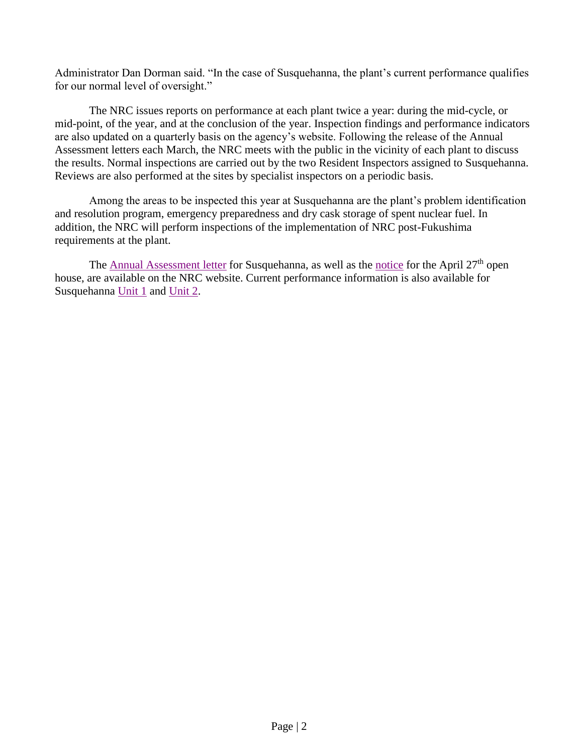Administrator Dan Dorman said. "In the case of Susquehanna, the plant's current performance qualifies for our normal level of oversight."

The NRC issues reports on performance at each plant twice a year: during the mid-cycle, or mid-point, of the year, and at the conclusion of the year. Inspection findings and performance indicators are also updated on a quarterly basis on the agency's website. Following the release of the Annual Assessment letters each March, the NRC meets with the public in the vicinity of each plant to discuss the results. Normal inspections are carried out by the two Resident Inspectors assigned to Susquehanna. Reviews are also performed at the sites by specialist inspectors on a periodic basis.

Among the areas to be inspected this year at Susquehanna are the plant's problem identification and resolution program, emergency preparedness and dry cask storage of spent nuclear fuel. In addition, the NRC will perform inspections of the implementation of NRC post-Fukushima requirements at the plant.

The Annual Assessment letter for Susquehanna, as well as the notice for the April 27th open house, are available on the NRC website. Current performance information is also available for Susquehanna Unit 1 and Unit 2.